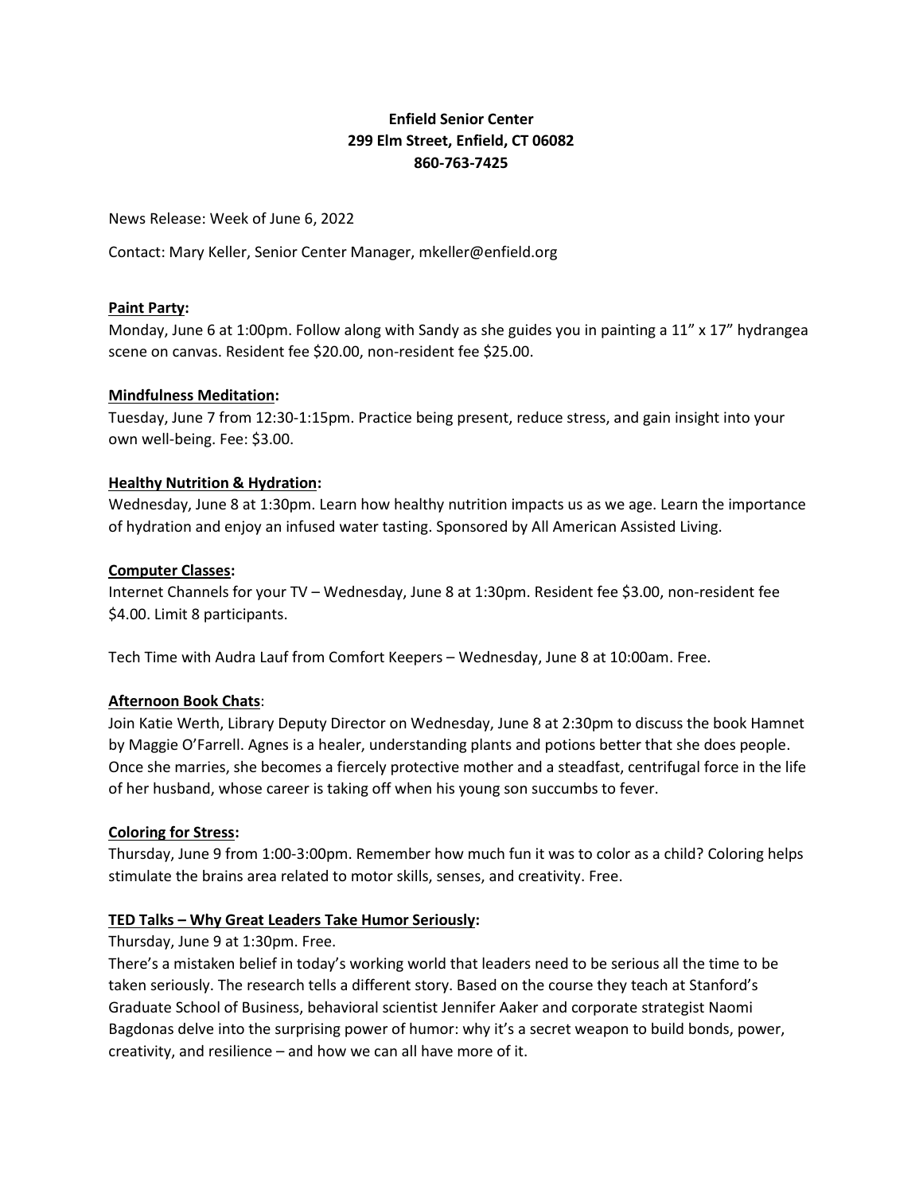**Enfield Senior Center**
**299 Elm Street, Enfield, CT 06082**
**860-763-7425**

News Release: Week of June 6, 2022

Contact: Mary Keller, Senior Center Manager, mkeller@enfield.org

**Paint Party:**
Monday, June 6 at 1:00pm. Follow along with Sandy as she guides you in painting a 11" x 17" hydrangea scene on canvas. Resident fee $20.00, non-resident fee $25.00.

**Mindfulness Meditation:**
Tuesday, June 7 from 12:30-1:15pm. Practice being present, reduce stress, and gain insight into your own well-being. Fee: $3.00.

**Healthy Nutrition & Hydration:**
Wednesday, June 8 at 1:30pm. Learn how healthy nutrition impacts us as we age. Learn the importance of hydration and enjoy an infused water tasting. Sponsored by All American Assisted Living.

**Computer Classes:**
Internet Channels for your TV – Wednesday, June 8 at 1:30pm. Resident fee $3.00, non-resident fee $4.00. Limit 8 participants.

Tech Time with Audra Lauf from Comfort Keepers – Wednesday, June 8 at 10:00am. Free.

**Afternoon Book Chats:**
Join Katie Werth, Library Deputy Director on Wednesday, June 8 at 2:30pm to discuss the book Hamnet by Maggie O'Farrell. Agnes is a healer, understanding plants and potions better that she does people. Once she marries, she becomes a fiercely protective mother and a steadfast, centrifugal force in the life of her husband, whose career is taking off when his young son succumbs to fever.

**Coloring for Stress:**
Thursday, June 9 from 1:00-3:00pm. Remember how much fun it was to color as a child? Coloring helps stimulate the brains area related to motor skills, senses, and creativity. Free.

**TED Talks – Why Great Leaders Take Humor Seriously:**
Thursday, June 9 at 1:30pm. Free.
There's a mistaken belief in today's working world that leaders need to be serious all the time to be taken seriously. The research tells a different story. Based on the course they teach at Stanford's Graduate School of Business, behavioral scientist Jennifer Aaker and corporate strategist Naomi Bagdonas delve into the surprising power of humor: why it's a secret weapon to build bonds, power, creativity, and resilience – and how we can all have more of it.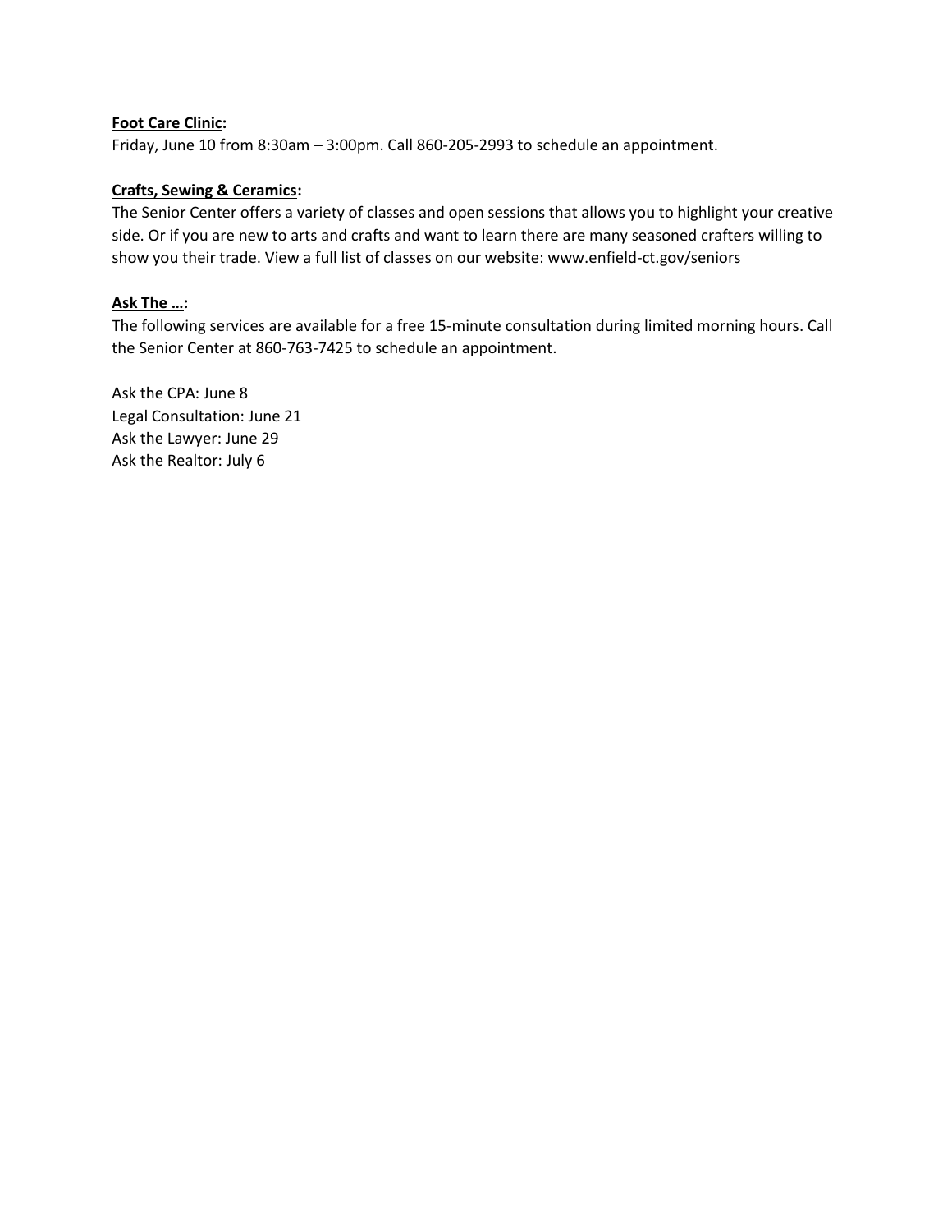**Foot Care Clinic:**

Friday, June 10 from 8:30am – 3:00pm. Call 860-205-2993 to schedule an appointment.

**Crafts, Sewing & Ceramics:**

The Senior Center offers a variety of classes and open sessions that allows you to highlight your creative side. Or if you are new to arts and crafts and want to learn there are many seasoned crafters willing to show you their trade. View a full list of classes on our website: www.enfield-ct.gov/seniors

**Ask The …:**

The following services are available for a free 15-minute consultation during limited morning hours. Call the Senior Center at 860-763-7425 to schedule an appointment.

Ask the CPA: June 8
Legal Consultation: June 21
Ask the Lawyer: June 29
Ask the Realtor: July 6